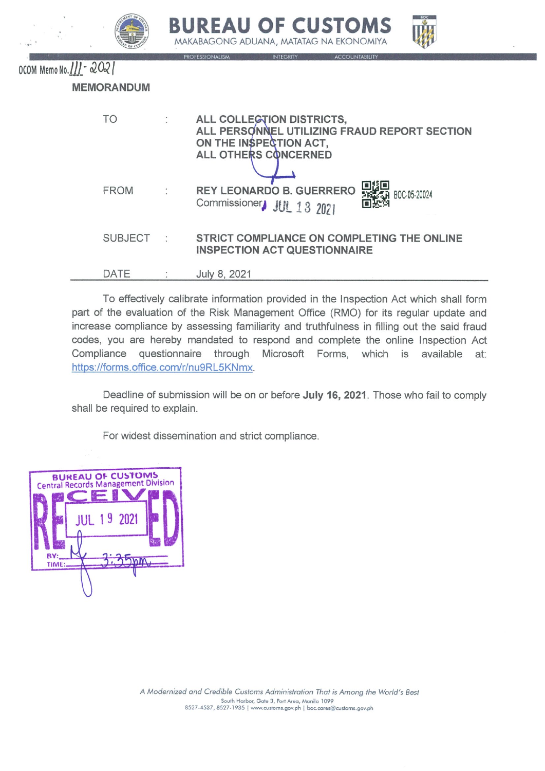# BUREAU OF CUSTOMS

MAKABAGONG ADUANA, MATATAG NA EKONOMIYA

PROFESSIONALISM INTEGRITY ACCOUNTABILITY

OCOM Memo No. 111 - 2021

## MEMORANDUM

| | | |
|---|---|---|
| TO | : | **ALL COLLECTION DISTRICTS, ALL PERSONNEL UTILIZING FRAUD REPORT SECTION ON THE INSPECTION ACT, ALL OTHERS CONCERNED** |
| FROM | : | **REY LEONARDO B. GUERRERO** Commissioner JUL 13 2021 BOC-05-20024 |
| SUBJECT | : | **STRICT COMPLIANCE ON COMPLETING THE ONLINE INSPECTION ACT QUESTIONNAIRE** |
| DATE | : | July 8, 2021 |

To effectively calibrate information provided in the Inspection Act which shall form part of the evaluation of the Risk Management Office (RMO) for its regular update and increase compliance by assessing familiarity and truthfulness in filling out the said fraud codes, you are hereby mandated to respond and complete the online Inspection Act Compliance questionnaire through Microsoft Forms, which is available at: https://forms.office.com/r/nu9RL5KNmx.

Deadline of submission will be on or before **July 16, 2021**. Those who fail to comply shall be required to explain.

For widest dissemination and strict compliance.

BUREAU OF CUSTOMS
Central Records Management Division
RECEIVED
JUL 19 2021
BY:
TIME: 3:35pm

*A Modernized and Credible Customs Administration That is Among the World's Best*

South Harbor, Gate 3, Port Area, Manila 1099

8527-4537, 8527-1935 | www.customs.gov.ph | boc.cares@customs.gov.ph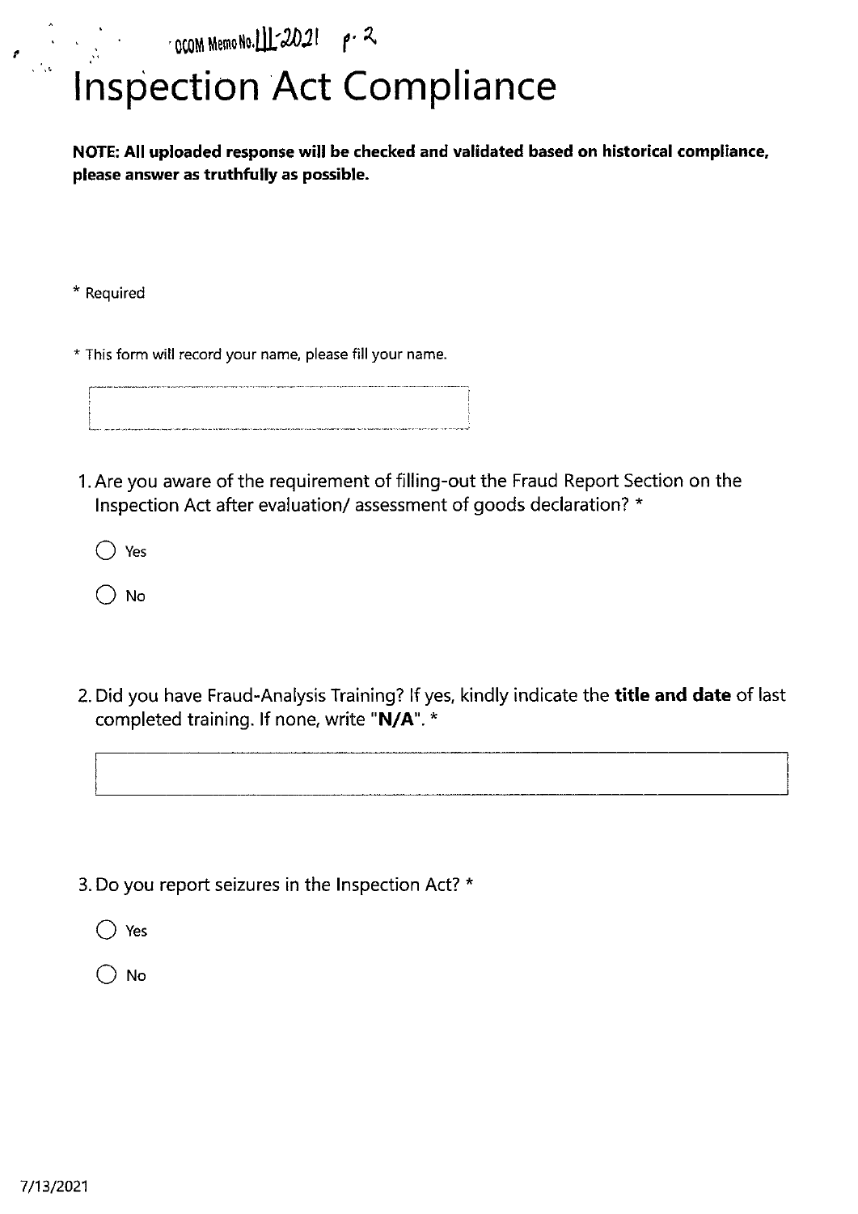OCOM Memo No. III-2021 p. 2

# Inspection Act Compliance

**NOTE: All uploaded response will be checked and validated based on historical compliance, please answer as truthfully as possible.**

* Required

* This form will record your name, please fill your name.

1. Are you aware of the requirement of filling-out the Fraud Report Section on the Inspection Act after evaluation/ assessment of goods declaration? *

   ○ Yes

   ○ No

2. Did you have Fraud-Analysis Training? If yes, kindly indicate the **title and date** of last completed training. If none, write "**N/A**". *

3. Do you report seizures in the Inspection Act? *

   ○ Yes

   ○ No

7/13/2021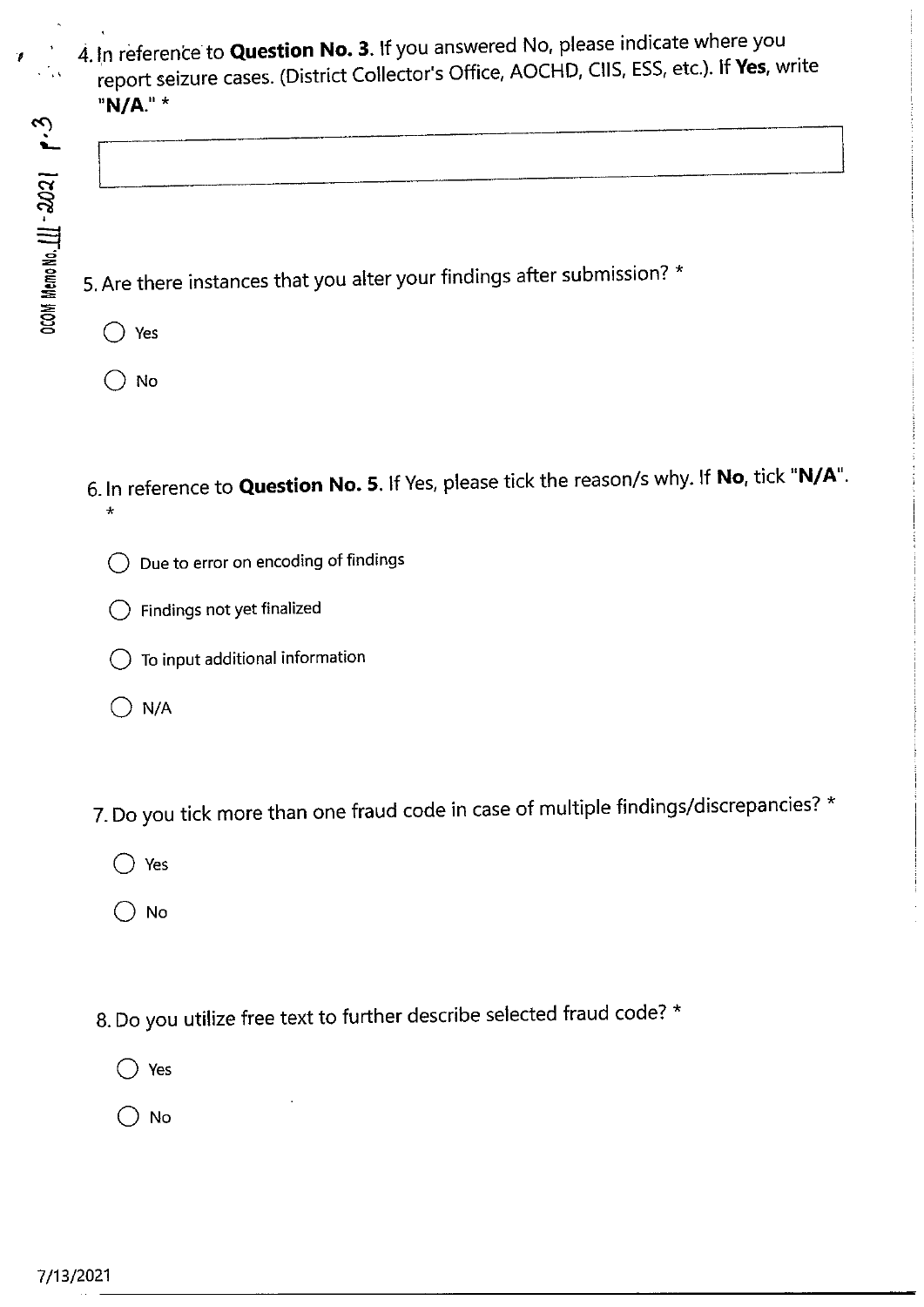OCOM Memo No. 111-2021 p.3

4. In reference to **Question No. 3**. If you answered No, please indicate where you report seizure cases. (District Collector's Office, AOCHD, CIIS, ESS, etc.). If **Yes**, write **"N/A."** *

&nbsp;

5. Are there instances that you alter your findings after submission? *

- ◯ Yes
- ◯ No

6. In reference to **Question No. 5**. If Yes, please tick the reason/s why. If **No**, tick **"N/A"**. *

- ◯ Due to error on encoding of findings
- ◯ Findings not yet finalized
- ◯ To input additional information
- ◯ N/A

7. Do you tick more than one fraud code in case of multiple findings/discrepancies? *

- ◯ Yes
- ◯ No

8. Do you utilize free text to further describe selected fraud code? *

- ◯ Yes
- ◯ No

7/13/2021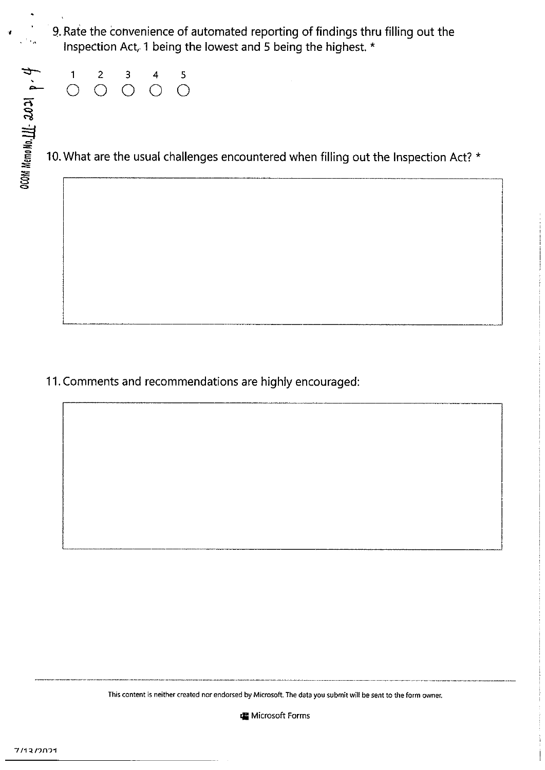9. Rate the convenience of automated reporting of findings thru filling out the Inspection Act, 1 being the lowest and 5 being the highest. *

| 1 | 2 | 3 | 4 | 5 |
|---|---|---|---|---|
| ○ | ○ | ○ | ○ | ○ |

10. What are the usual challenges encountered when filling out the Inspection Act? *

11. Comments and recommendations are highly encouraged:

This content is neither created nor endorsed by Microsoft. The data you submit will be sent to the form owner.

Microsoft Forms